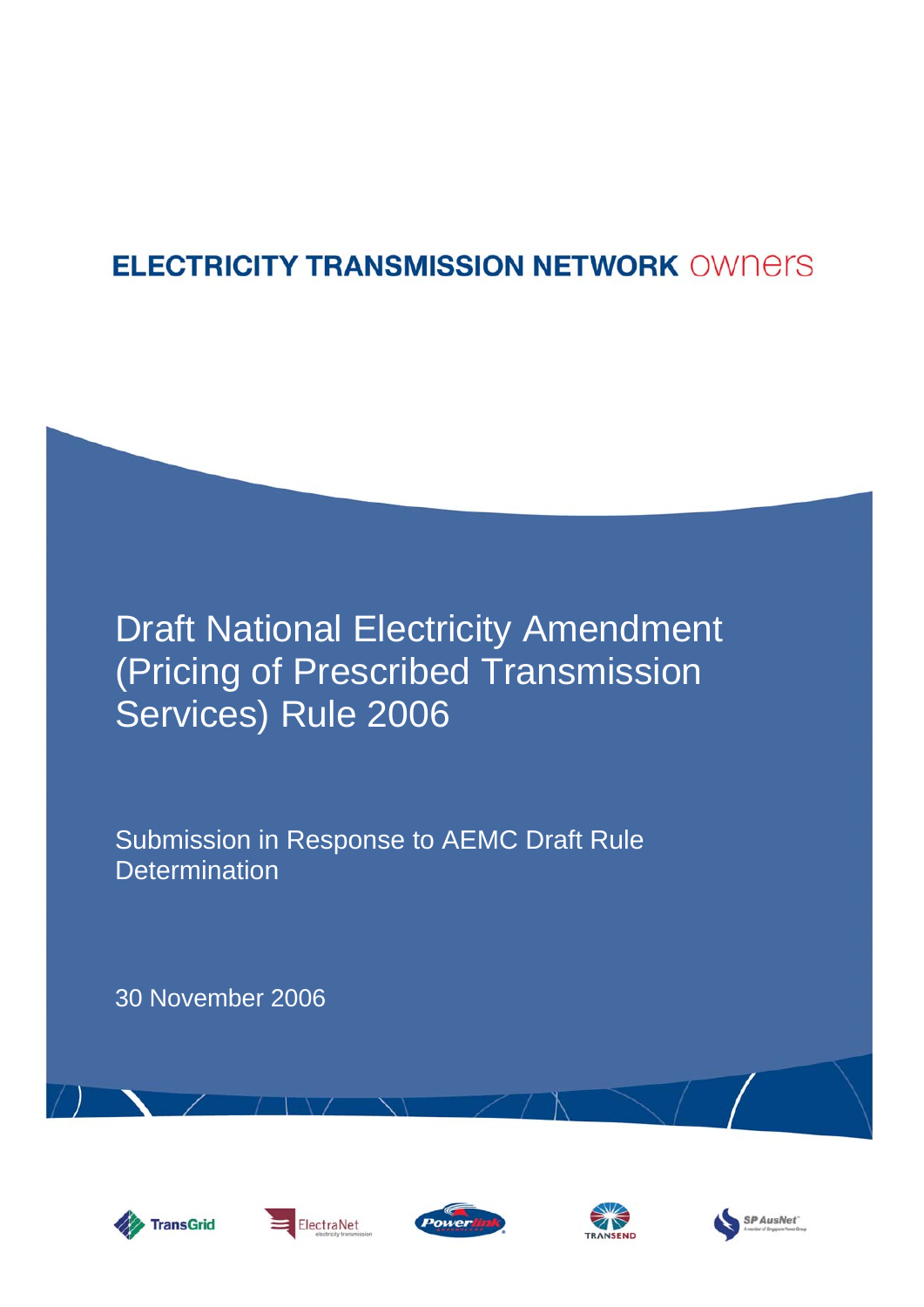ELECTRICITY TRANSMISSION NETWORK owners

# Draft National Electricity Amendment (Pricing of Prescribed Transmission Services) Rule 2006

## Submission in Response to AEMC Draft Rule Determination

30 November 2006

TransGrid ElectraNet Powerlink TRANSEND SP AusNet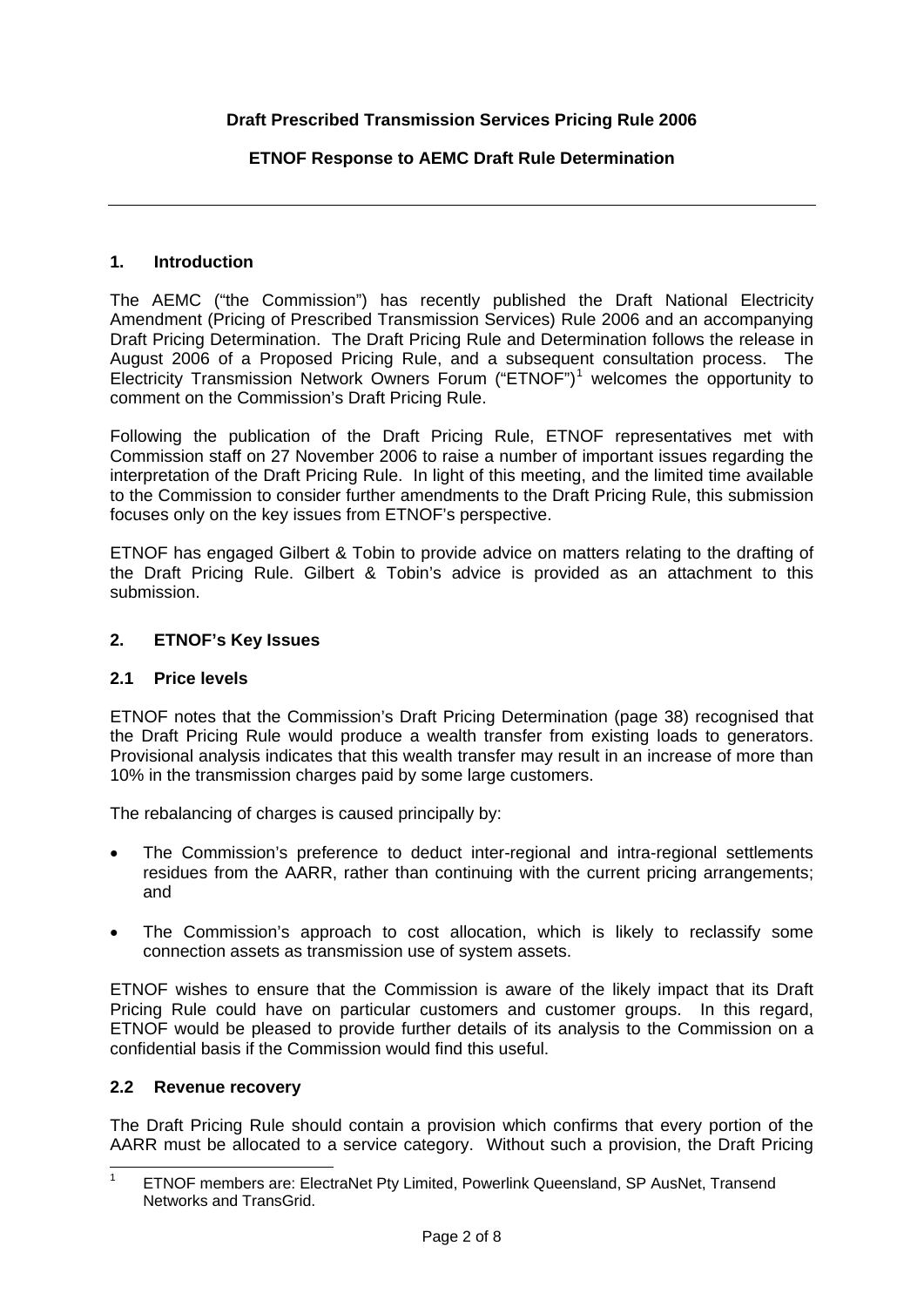**Draft Prescribed Transmission Services Pricing Rule 2006**

**ETNOF Response to AEMC Draft Rule Determination**

---

## 1. Introduction

The AEMC ("the Commission") has recently published the Draft National Electricity Amendment (Pricing of Prescribed Transmission Services) Rule 2006 and an accompanying Draft Pricing Determination. The Draft Pricing Rule and Determination follows the release in August 2006 of a Proposed Pricing Rule, and a subsequent consultation process. The Electricity Transmission Network Owners Forum ("ETNOF")[1] welcomes the opportunity to comment on the Commission's Draft Pricing Rule.

Following the publication of the Draft Pricing Rule, ETNOF representatives met with Commission staff on 27 November 2006 to raise a number of important issues regarding the interpretation of the Draft Pricing Rule. In light of this meeting, and the limited time available to the Commission to consider further amendments to the Draft Pricing Rule, this submission focuses only on the key issues from ETNOF's perspective.

ETNOF has engaged Gilbert & Tobin to provide advice on matters relating to the drafting of the Draft Pricing Rule. Gilbert & Tobin's advice is provided as an attachment to this submission.

## 2. ETNOF's Key Issues

### 2.1 Price levels

ETNOF notes that the Commission's Draft Pricing Determination (page 38) recognised that the Draft Pricing Rule would produce a wealth transfer from existing loads to generators. Provisional analysis indicates that this wealth transfer may result in an increase of more than 10% in the transmission charges paid by some large customers.

The rebalancing of charges is caused principally by:

- The Commission's preference to deduct inter-regional and intra-regional settlements residues from the AARR, rather than continuing with the current pricing arrangements; and
- The Commission's approach to cost allocation, which is likely to reclassify some connection assets as transmission use of system assets.

ETNOF wishes to ensure that the Commission is aware of the likely impact that its Draft Pricing Rule could have on particular customers and customer groups. In this regard, ETNOF would be pleased to provide further details of its analysis to the Commission on a confidential basis if the Commission would find this useful.

### 2.2 Revenue recovery

The Draft Pricing Rule should contain a provision which confirms that every portion of the AARR must be allocated to a service category. Without such a provision, the Draft Pricing

---

[1] ETNOF members are: ElectraNet Pty Limited, Powerlink Queensland, SP AusNet, Transend Networks and TransGrid.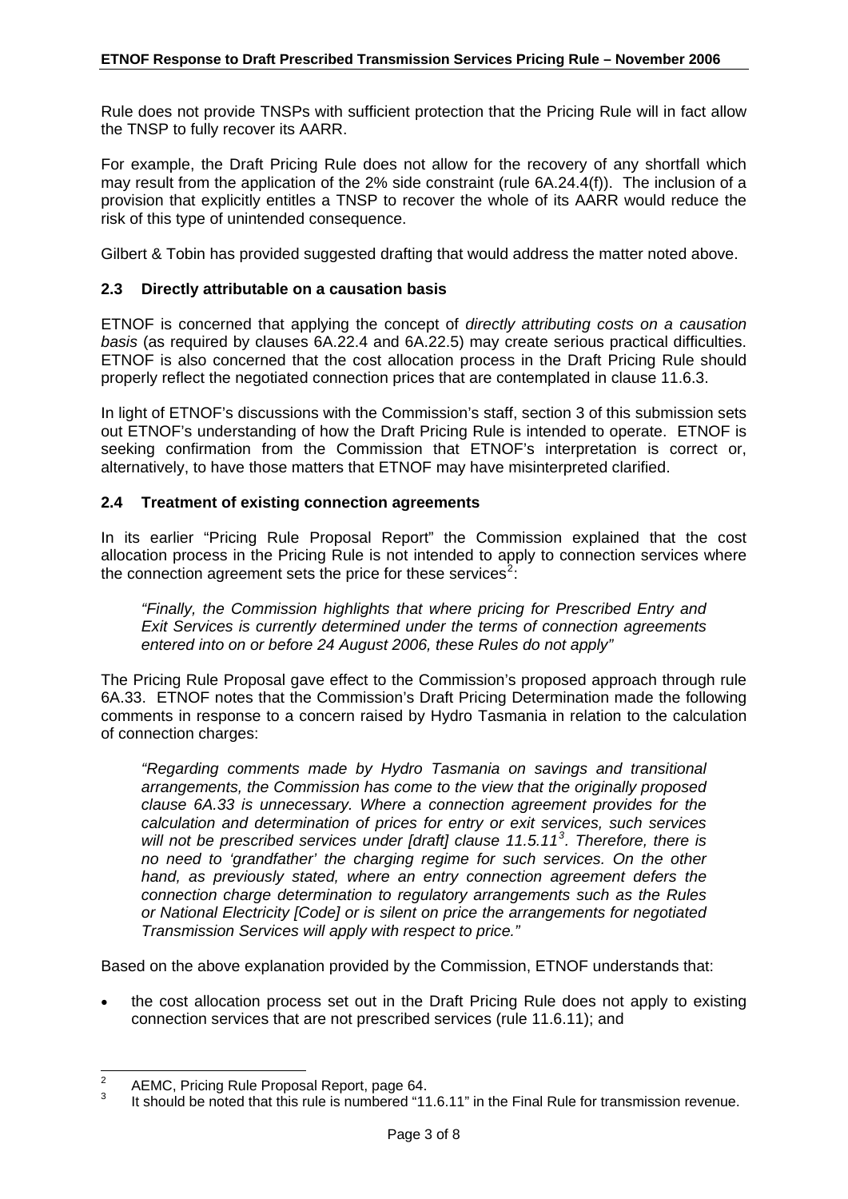Rule does not provide TNSPs with sufficient protection that the Pricing Rule will in fact allow the TNSP to fully recover its AARR.

For example, the Draft Pricing Rule does not allow for the recovery of any shortfall which may result from the application of the 2% side constraint (rule 6A.24.4(f)). The inclusion of a provision that explicitly entitles a TNSP to recover the whole of its AARR would reduce the risk of this type of unintended consequence.

Gilbert & Tobin has provided suggested drafting that would address the matter noted above.

### 2.3 Directly attributable on a causation basis

ETNOF is concerned that applying the concept of *directly attributing costs on a causation basis* (as required by clauses 6A.22.4 and 6A.22.5) may create serious practical difficulties. ETNOF is also concerned that the cost allocation process in the Draft Pricing Rule should properly reflect the negotiated connection prices that are contemplated in clause 11.6.3.

In light of ETNOF's discussions with the Commission's staff, section 3 of this submission sets out ETNOF's understanding of how the Draft Pricing Rule is intended to operate. ETNOF is seeking confirmation from the Commission that ETNOF's interpretation is correct or, alternatively, to have those matters that ETNOF may have misinterpreted clarified.

### 2.4 Treatment of existing connection agreements

In its earlier "Pricing Rule Proposal Report" the Commission explained that the cost allocation process in the Pricing Rule is not intended to apply to connection services where the connection agreement sets the price for these services[2]:

> *"Finally, the Commission highlights that where pricing for Prescribed Entry and Exit Services is currently determined under the terms of connection agreements entered into on or before 24 August 2006, these Rules do not apply"*

The Pricing Rule Proposal gave effect to the Commission's proposed approach through rule 6A.33. ETNOF notes that the Commission's Draft Pricing Determination made the following comments in response to a concern raised by Hydro Tasmania in relation to the calculation of connection charges:

> *"Regarding comments made by Hydro Tasmania on savings and transitional arrangements, the Commission has come to the view that the originally proposed clause 6A.33 is unnecessary. Where a connection agreement provides for the calculation and determination of prices for entry or exit services, such services will not be prescribed services under [draft] clause 11.5.11[3]. Therefore, there is no need to 'grandfather' the charging regime for such services. On the other hand, as previously stated, where an entry connection agreement defers the connection charge determination to regulatory arrangements such as the Rules or National Electricity [Code] or is silent on price the arrangements for negotiated Transmission Services will apply with respect to price."*

Based on the above explanation provided by the Commission, ETNOF understands that:

- the cost allocation process set out in the Draft Pricing Rule does not apply to existing connection services that are not prescribed services (rule 11.6.11); and

---

[2] AEMC, Pricing Rule Proposal Report, page 64.

[3] It should be noted that this rule is numbered "11.6.11" in the Final Rule for transmission revenue.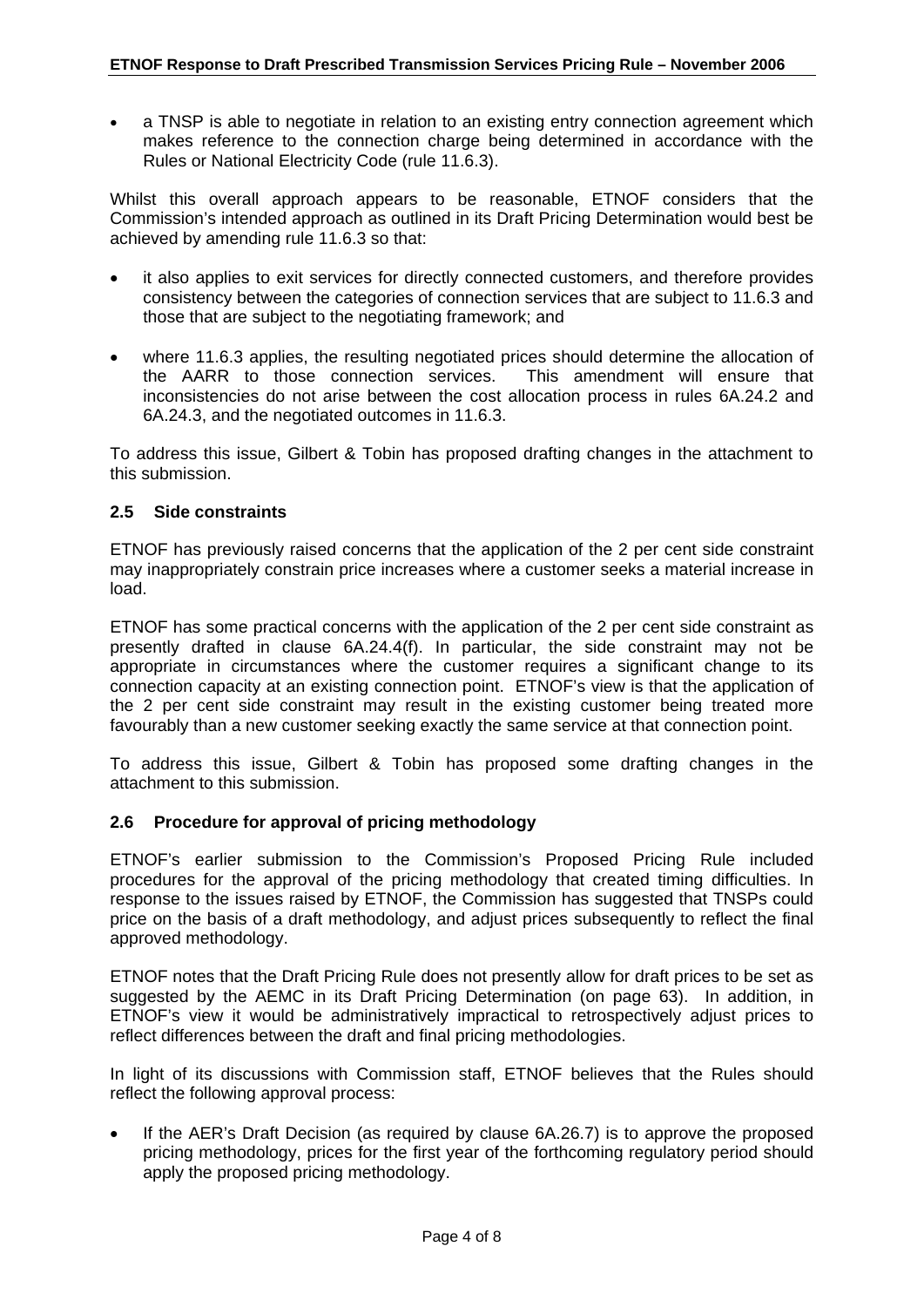- a TNSP is able to negotiate in relation to an existing entry connection agreement which makes reference to the connection charge being determined in accordance with the Rules or National Electricity Code (rule 11.6.3).

Whilst this overall approach appears to be reasonable, ETNOF considers that the Commission's intended approach as outlined in its Draft Pricing Determination would best be achieved by amending rule 11.6.3 so that:

- it also applies to exit services for directly connected customers, and therefore provides consistency between the categories of connection services that are subject to 11.6.3 and those that are subject to the negotiating framework; and
- where 11.6.3 applies, the resulting negotiated prices should determine the allocation of the AARR to those connection services. This amendment will ensure that inconsistencies do not arise between the cost allocation process in rules 6A.24.2 and 6A.24.3, and the negotiated outcomes in 11.6.3.

To address this issue, Gilbert & Tobin has proposed drafting changes in the attachment to this submission.

## 2.5 Side constraints

ETNOF has previously raised concerns that the application of the 2 per cent side constraint may inappropriately constrain price increases where a customer seeks a material increase in load.

ETNOF has some practical concerns with the application of the 2 per cent side constraint as presently drafted in clause 6A.24.4(f). In particular, the side constraint may not be appropriate in circumstances where the customer requires a significant change to its connection capacity at an existing connection point. ETNOF's view is that the application of the 2 per cent side constraint may result in the existing customer being treated more favourably than a new customer seeking exactly the same service at that connection point.

To address this issue, Gilbert & Tobin has proposed some drafting changes in the attachment to this submission.

## 2.6 Procedure for approval of pricing methodology

ETNOF's earlier submission to the Commission's Proposed Pricing Rule included procedures for the approval of the pricing methodology that created timing difficulties. In response to the issues raised by ETNOF, the Commission has suggested that TNSPs could price on the basis of a draft methodology, and adjust prices subsequently to reflect the final approved methodology.

ETNOF notes that the Draft Pricing Rule does not presently allow for draft prices to be set as suggested by the AEMC in its Draft Pricing Determination (on page 63). In addition, in ETNOF's view it would be administratively impractical to retrospectively adjust prices to reflect differences between the draft and final pricing methodologies.

In light of its discussions with Commission staff, ETNOF believes that the Rules should reflect the following approval process:

- If the AER's Draft Decision (as required by clause 6A.26.7) is to approve the proposed pricing methodology, prices for the first year of the forthcoming regulatory period should apply the proposed pricing methodology.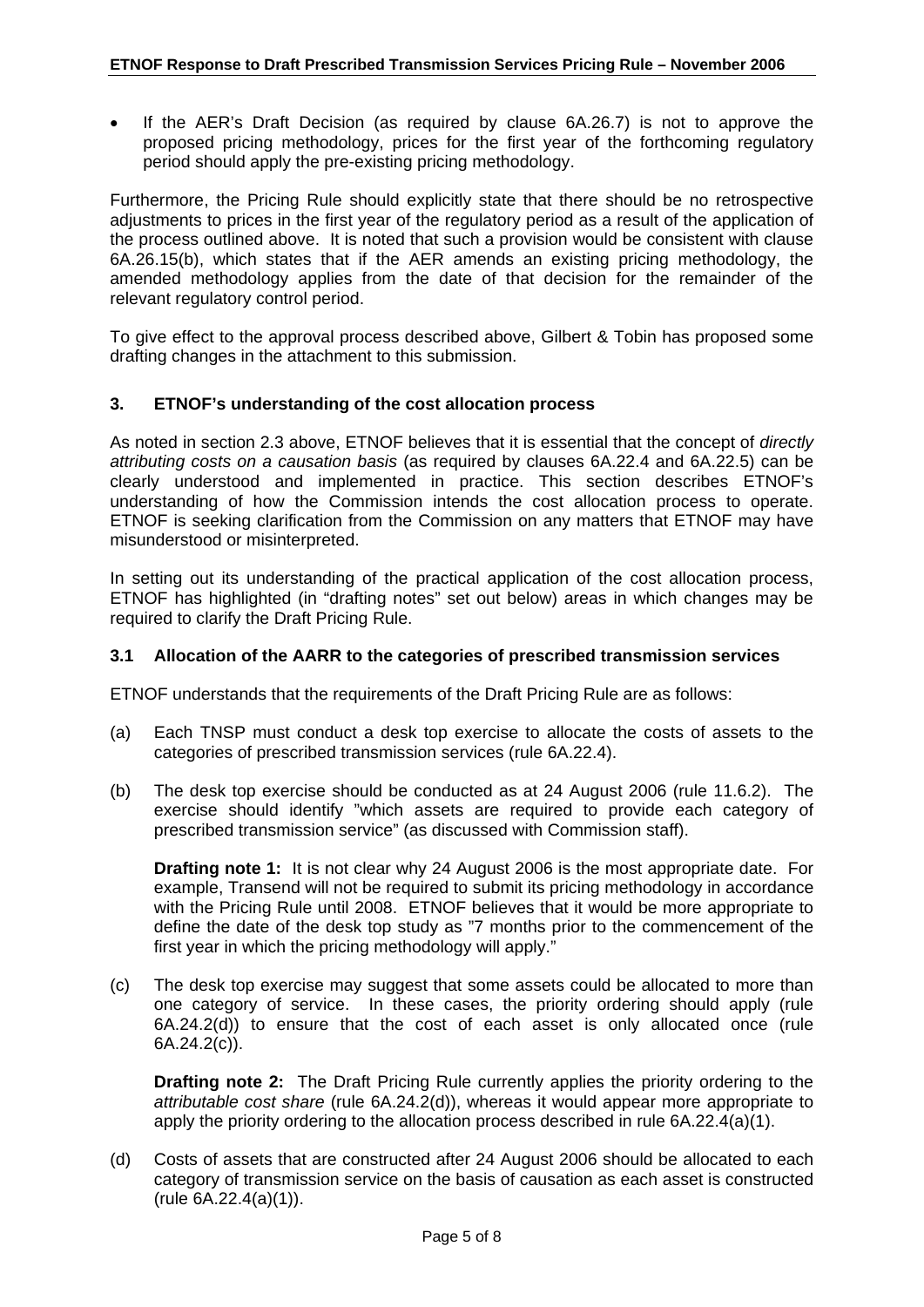- If the AER's Draft Decision (as required by clause 6A.26.7) is not to approve the proposed pricing methodology, prices for the first year of the forthcoming regulatory period should apply the pre-existing pricing methodology.

Furthermore, the Pricing Rule should explicitly state that there should be no retrospective adjustments to prices in the first year of the regulatory period as a result of the application of the process outlined above. It is noted that such a provision would be consistent with clause 6A.26.15(b), which states that if the AER amends an existing pricing methodology, the amended methodology applies from the date of that decision for the remainder of the relevant regulatory control period.

To give effect to the approval process described above, Gilbert & Tobin has proposed some drafting changes in the attachment to this submission.

## 3. ETNOF's understanding of the cost allocation process

As noted in section 2.3 above, ETNOF believes that it is essential that the concept of *directly attributing costs on a causation basis* (as required by clauses 6A.22.4 and 6A.22.5) can be clearly understood and implemented in practice. This section describes ETNOF's understanding of how the Commission intends the cost allocation process to operate. ETNOF is seeking clarification from the Commission on any matters that ETNOF may have misunderstood or misinterpreted.

In setting out its understanding of the practical application of the cost allocation process, ETNOF has highlighted (in "drafting notes" set out below) areas in which changes may be required to clarify the Draft Pricing Rule.

### 3.1 Allocation of the AARR to the categories of prescribed transmission services

ETNOF understands that the requirements of the Draft Pricing Rule are as follows:

(a) Each TNSP must conduct a desk top exercise to allocate the costs of assets to the categories of prescribed transmission services (rule 6A.22.4).

(b) The desk top exercise should be conducted as at 24 August 2006 (rule 11.6.2). The exercise should identify "which assets are required to provide each category of prescribed transmission service" (as discussed with Commission staff).

**Drafting note 1:** It is not clear why 24 August 2006 is the most appropriate date. For example, Transend will not be required to submit its pricing methodology in accordance with the Pricing Rule until 2008. ETNOF believes that it would be more appropriate to define the date of the desk top study as "7 months prior to the commencement of the first year in which the pricing methodology will apply."

(c) The desk top exercise may suggest that some assets could be allocated to more than one category of service. In these cases, the priority ordering should apply (rule 6A.24.2(d)) to ensure that the cost of each asset is only allocated once (rule 6A.24.2(c)).

**Drafting note 2:** The Draft Pricing Rule currently applies the priority ordering to the *attributable cost share* (rule 6A.24.2(d)), whereas it would appear more appropriate to apply the priority ordering to the allocation process described in rule 6A.22.4(a)(1).

(d) Costs of assets that are constructed after 24 August 2006 should be allocated to each category of transmission service on the basis of causation as each asset is constructed (rule 6A.22.4(a)(1)).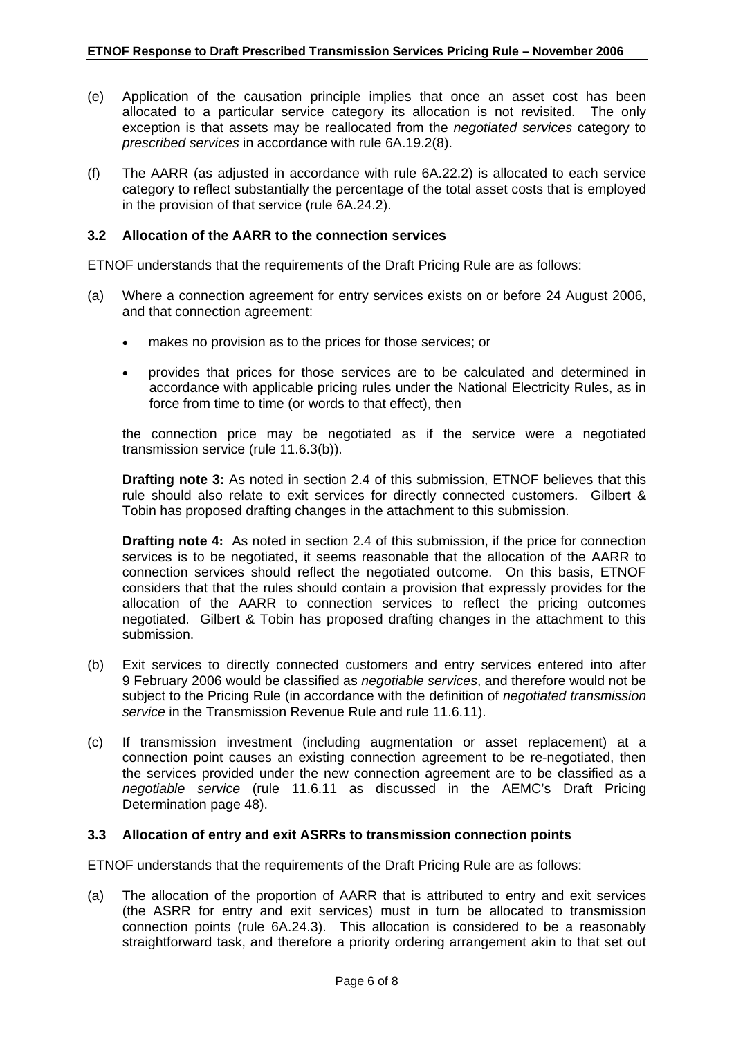(e) Application of the causation principle implies that once an asset cost has been allocated to a particular service category its allocation is not revisited. The only exception is that assets may be reallocated from the *negotiated services* category to *prescribed services* in accordance with rule 6A.19.2(8).

(f) The AARR (as adjusted in accordance with rule 6A.22.2) is allocated to each service category to reflect substantially the percentage of the total asset costs that is employed in the provision of that service (rule 6A.24.2).

### 3.2 Allocation of the AARR to the connection services

ETNOF understands that the requirements of the Draft Pricing Rule are as follows:

(a) Where a connection agreement for entry services exists on or before 24 August 2006, and that connection agreement:

- makes no provision as to the prices for those services; or
- provides that prices for those services are to be calculated and determined in accordance with applicable pricing rules under the National Electricity Rules, as in force from time to time (or words to that effect), then

the connection price may be negotiated as if the service were a negotiated transmission service (rule 11.6.3(b)).

**Drafting note 3:** As noted in section 2.4 of this submission, ETNOF believes that this rule should also relate to exit services for directly connected customers. Gilbert & Tobin has proposed drafting changes in the attachment to this submission.

**Drafting note 4:** As noted in section 2.4 of this submission, if the price for connection services is to be negotiated, it seems reasonable that the allocation of the AARR to connection services should reflect the negotiated outcome. On this basis, ETNOF considers that that the rules should contain a provision that expressly provides for the allocation of the AARR to connection services to reflect the pricing outcomes negotiated. Gilbert & Tobin has proposed drafting changes in the attachment to this submission.

(b) Exit services to directly connected customers and entry services entered into after 9 February 2006 would be classified as *negotiable services*, and therefore would not be subject to the Pricing Rule (in accordance with the definition of *negotiated transmission service* in the Transmission Revenue Rule and rule 11.6.11).

(c) If transmission investment (including augmentation or asset replacement) at a connection point causes an existing connection agreement to be re-negotiated, then the services provided under the new connection agreement are to be classified as a *negotiable service* (rule 11.6.11 as discussed in the AEMC's Draft Pricing Determination page 48).

### 3.3 Allocation of entry and exit ASRRs to transmission connection points

ETNOF understands that the requirements of the Draft Pricing Rule are as follows:

(a) The allocation of the proportion of AARR that is attributed to entry and exit services (the ASRR for entry and exit services) must in turn be allocated to transmission connection points (rule 6A.24.3). This allocation is considered to be a reasonably straightforward task, and therefore a priority ordering arrangement akin to that set out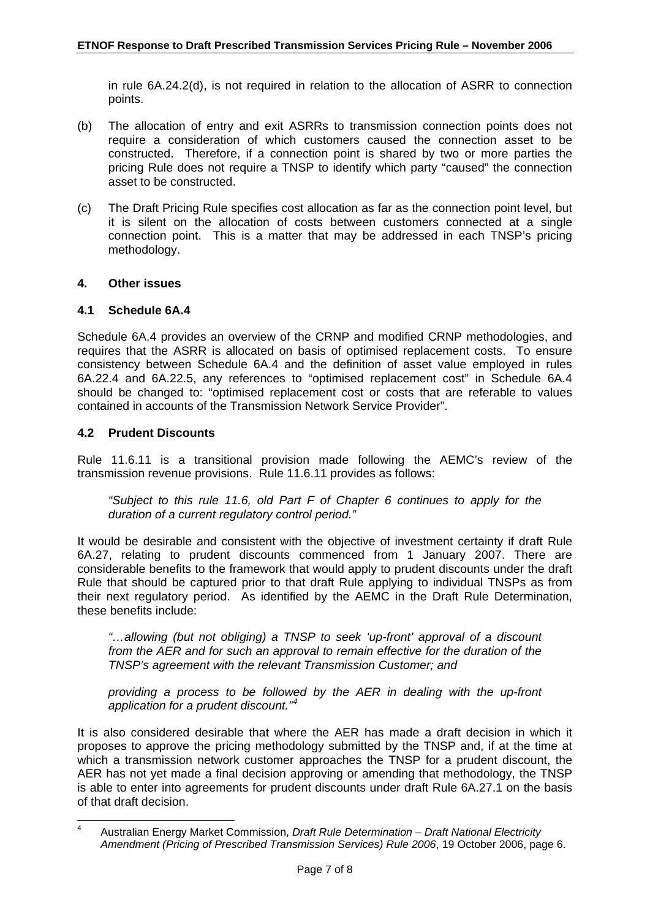in rule 6A.24.2(d), is not required in relation to the allocation of ASRR to connection points.

(b) The allocation of entry and exit ASRRs to transmission connection points does not require a consideration of which customers caused the connection asset to be constructed. Therefore, if a connection point is shared by two or more parties the pricing Rule does not require a TNSP to identify which party "caused" the connection asset to be constructed.

(c) The Draft Pricing Rule specifies cost allocation as far as the connection point level, but it is silent on the allocation of costs between customers connected at a single connection point. This is a matter that may be addressed in each TNSP's pricing methodology.

## 4. Other issues

### 4.1 Schedule 6A.4

Schedule 6A.4 provides an overview of the CRNP and modified CRNP methodologies, and requires that the ASRR is allocated on basis of optimised replacement costs. To ensure consistency between Schedule 6A.4 and the definition of asset value employed in rules 6A.22.4 and 6A.22.5, any references to "optimised replacement cost" in Schedule 6A.4 should be changed to: "optimised replacement cost or costs that are referable to values contained in accounts of the Transmission Network Service Provider".

### 4.2 Prudent Discounts

Rule 11.6.11 is a transitional provision made following the AEMC's review of the transmission revenue provisions. Rule 11.6.11 provides as follows:

> *"Subject to this rule 11.6, old Part F of Chapter 6 continues to apply for the duration of a current regulatory control period."*

It would be desirable and consistent with the objective of investment certainty if draft Rule 6A.27, relating to prudent discounts commenced from 1 January 2007. There are considerable benefits to the framework that would apply to prudent discounts under the draft Rule that should be captured prior to that draft Rule applying to individual TNSPs as from their next regulatory period. As identified by the AEMC in the Draft Rule Determination, these benefits include:

> *"…allowing (but not obliging) a TNSP to seek 'up-front' approval of a discount from the AER and for such an approval to remain effective for the duration of the TNSP's agreement with the relevant Transmission Customer; and*
>
> *providing a process to be followed by the AER in dealing with the up-front application for a prudent discount."*[4]

It is also considered desirable that where the AER has made a draft decision in which it proposes to approve the pricing methodology submitted by the TNSP and, if at the time at which a transmission network customer approaches the TNSP for a prudent discount, the AER has not yet made a final decision approving or amending that methodology, the TNSP is able to enter into agreements for prudent discounts under draft Rule 6A.27.1 on the basis of that draft decision.

---

[4] Australian Energy Market Commission, *Draft Rule Determination – Draft National Electricity Amendment (Pricing of Prescribed Transmission Services) Rule 2006*, 19 October 2006, page 6.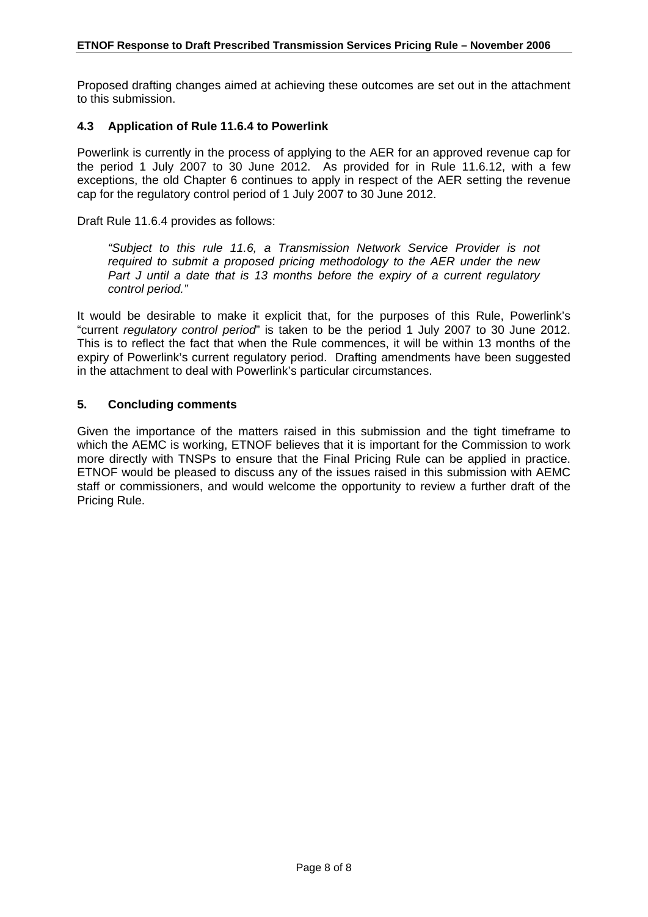Proposed drafting changes aimed at achieving these outcomes are set out in the attachment to this submission.

### 4.3 Application of Rule 11.6.4 to Powerlink

Powerlink is currently in the process of applying to the AER for an approved revenue cap for the period 1 July 2007 to 30 June 2012. As provided for in Rule 11.6.12, with a few exceptions, the old Chapter 6 continues to apply in respect of the AER setting the revenue cap for the regulatory control period of 1 July 2007 to 30 June 2012.

Draft Rule 11.6.4 provides as follows:

> *"Subject to this rule 11.6, a Transmission Network Service Provider is not required to submit a proposed pricing methodology to the AER under the new Part J until a date that is 13 months before the expiry of a current regulatory control period."*

It would be desirable to make it explicit that, for the purposes of this Rule, Powerlink's "current *regulatory control period*" is taken to be the period 1 July 2007 to 30 June 2012. This is to reflect the fact that when the Rule commences, it will be within 13 months of the expiry of Powerlink's current regulatory period. Drafting amendments have been suggested in the attachment to deal with Powerlink's particular circumstances.

## 5. Concluding comments

Given the importance of the matters raised in this submission and the tight timeframe to which the AEMC is working, ETNOF believes that it is important for the Commission to work more directly with TNSPs to ensure that the Final Pricing Rule can be applied in practice. ETNOF would be pleased to discuss any of the issues raised in this submission with AEMC staff or commissioners, and would welcome the opportunity to review a further draft of the Pricing Rule.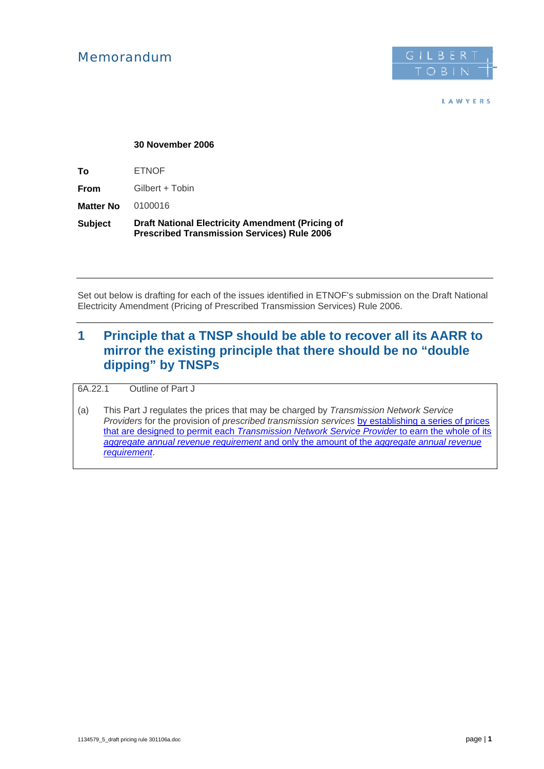# Memorandum

GILBERT TOBIN LAWYERS

**30 November 2006**

**To** ETNOF

**From** Gilbert + Tobin

**Matter No** 0100016

**Subject** **Draft National Electricity Amendment (Pricing of Prescribed Transmission Services) Rule 2006**

---

Set out below is drafting for each of the issues identified in ETNOF's submission on the Draft National Electricity Amendment (Pricing of Prescribed Transmission Services) Rule 2006.

## 1 Principle that a TNSP should be able to recover all its AARR to mirror the existing principle that there should be no "double dipping" by TNSPs

6A.22.1 Outline of Part J

(a) This Part J regulates the prices that may be charged by *Transmission Network Service Providers* for the provision of *prescribed transmission services* by establishing a series of prices that are designed to permit each *Transmission Network Service Provider* to earn the whole of its *aggregate annual revenue requirement* and only the amount of the *aggregate annual revenue requirement*.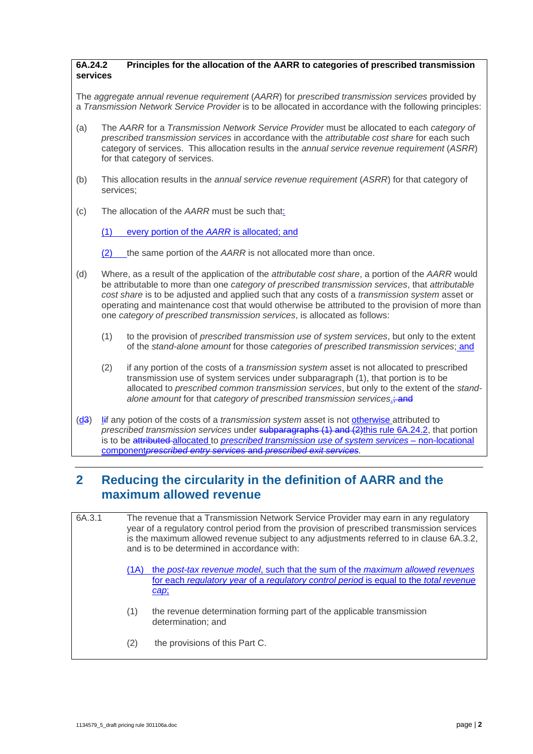**6A.24.2 Principles for the allocation of the AARR to categories of prescribed transmission services**

The *aggregate annual revenue requirement* (*AARR*) for *prescribed transmission services* provided by a *Transmission Network Service Provider* is to be allocated in accordance with the following principles:

(a) The *AARR* for a *Transmission Network Service Provider* must be allocated to each *category of prescribed transmission services* in accordance with the *attributable cost share* for each such category of services. This allocation results in the *annual service revenue requirement* (*ASRR*) for that category of services.

(b) This allocation results in the *annual service revenue requirement* (*ASRR*) for that category of services;

(c) The allocation of the *AARR* must be such that:

(1) every portion of the *AARR* is allocated; and

(2) the same portion of the *AARR* is not allocated more than once.

(d) Where, as a result of the application of the *attributable cost share*, a portion of the *AARR* would be attributable to more than one *category of prescribed transmission services*, that *attributable cost share* is to be adjusted and applied such that any costs of a *transmission system* asset or operating and maintenance cost that would otherwise be attributed to the provision of more than one *category of prescribed transmission services*, is allocated as follows:

(1) to the provision of *prescribed transmission use of system services*, but only to the extent of the *stand-alone amount* for those *categories of prescribed transmission services*; and

(2) if any portion of the costs of a *transmission system* asset is not allocated to prescribed transmission use of system services under subparagraph (1), that portion is to be allocated to *prescribed common transmission services*, but only to the extent of the *stand-alone amount* for that *category of prescribed transmission services*.; ~~and~~

(d~~3~~) I~~i~~f any potion of the costs of a *transmission system* asset is not otherwise attributed to *prescribed transmission services* under ~~subparagraphs (1) and (2)~~this rule 6A.24.2, that portion is to be ~~attributed~~ allocated to *prescribed transmission use of system services* – non-locational component~~*prescribed entry services* and *prescribed exit services*~~.

## 2 Reducing the circularity in the definition of AARR and the maximum allowed revenue

6A.3.1 The revenue that a Transmission Network Service Provider may earn in any regulatory year of a regulatory control period from the provision of prescribed transmission services is the maximum allowed revenue subject to any adjustments referred to in clause 6A.3.2, and is to be determined in accordance with:

(1A) the *post-tax revenue model*, such that the sum of the *maximum allowed revenues* for each *regulatory year* of a *regulatory control period* is equal to the *total revenue cap*;

(1) the revenue determination forming part of the applicable transmission determination; and

(2) the provisions of this Part C.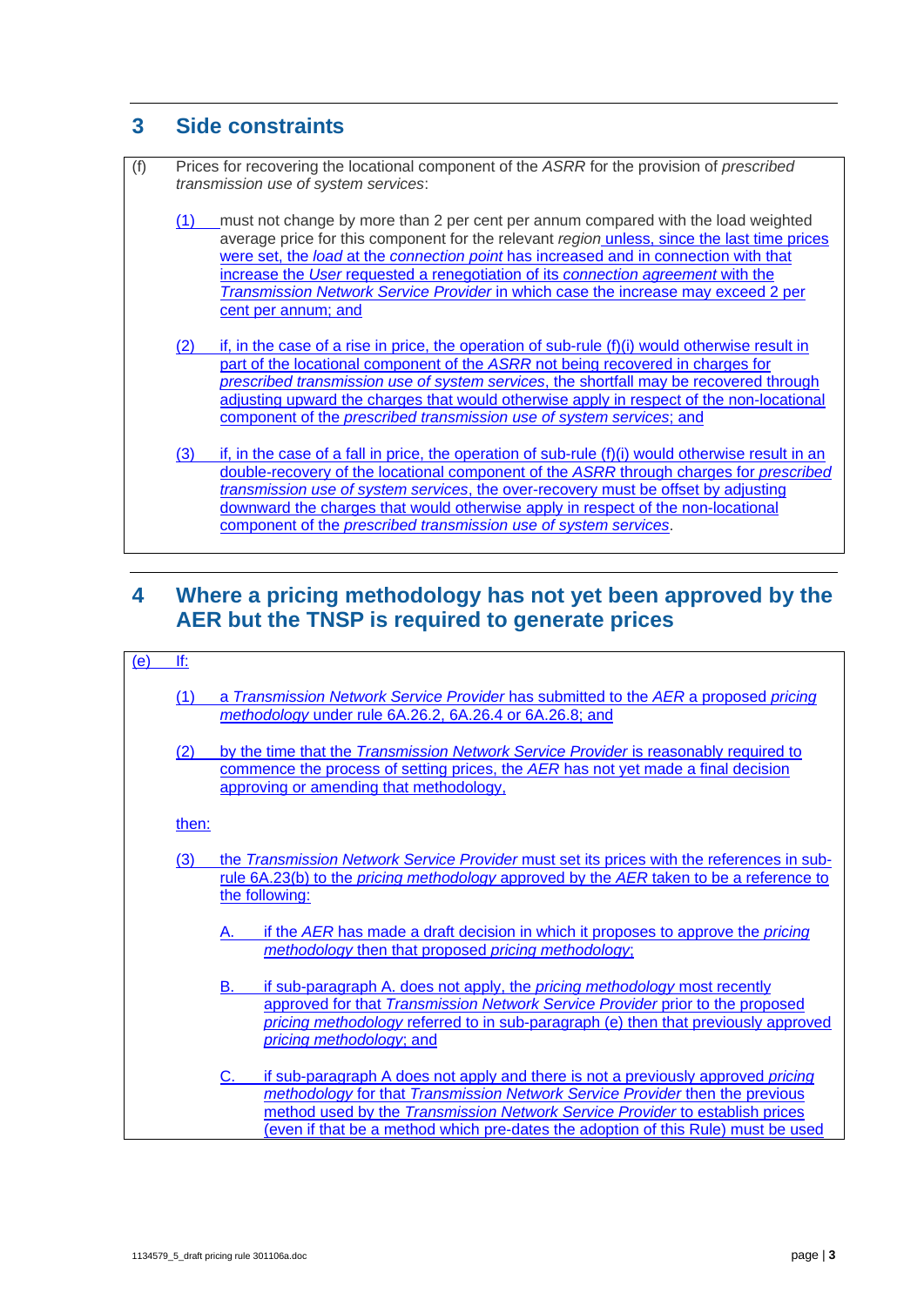## 3 Side constraints

(f) Prices for recovering the locational component of the *ASRR* for the provision of *prescribed transmission use of system services*:

(1) must not change by more than 2 per cent per annum compared with the load weighted average price for this component for the relevant *region* unless, since the last time prices were set, the *load* at the *connection point* has increased and in connection with that increase the *User* requested a renegotiation of its *connection agreement* with the *Transmission Network Service Provider* in which case the increase may exceed 2 per cent per annum; and

(2) if, in the case of a rise in price, the operation of sub-rule (f)(i) would otherwise result in part of the locational component of the *ASRR* not being recovered in charges for *prescribed transmission use of system services*, the shortfall may be recovered through adjusting upward the charges that would otherwise apply in respect of the non-locational component of the *prescribed transmission use of system services*; and

(3) if, in the case of a fall in price, the operation of sub-rule (f)(i) would otherwise result in an double-recovery of the locational component of the *ASRR* through charges for *prescribed transmission use of system services*, the over-recovery must be offset by adjusting downward the charges that would otherwise apply in respect of the non-locational component of the *prescribed transmission use of system services*.

## 4 Where a pricing methodology has not yet been approved by the AER but the TNSP is required to generate prices

(e) If:

(1) a *Transmission Network Service Provider* has submitted to the *AER* a proposed *pricing methodology* under rule 6A.26.2, 6A.26.4 or 6A.26.8; and

(2) by the time that the *Transmission Network Service Provider* is reasonably required to commence the process of setting prices, the *AER* has not yet made a final decision approving or amending that methodology,

then:

(3) the *Transmission Network Service Provider* must set its prices with the references in sub-rule 6A.23(b) to the *pricing methodology* approved by the *AER* taken to be a reference to the following:

A. if the *AER* has made a draft decision in which it proposes to approve the *pricing methodology* then that proposed *pricing methodology*;

B. if sub-paragraph A. does not apply, the *pricing methodology* most recently approved for that *Transmission Network Service Provider* prior to the proposed *pricing methodology* referred to in sub-paragraph (e) then that previously approved *pricing methodology*; and

C. if sub-paragraph A does not apply and there is not a previously approved *pricing methodology* for that *Transmission Network Service Provider* then the previous method used by the *Transmission Network Service Provider* to establish prices (even if that be a method which pre-dates the adoption of this Rule) must be used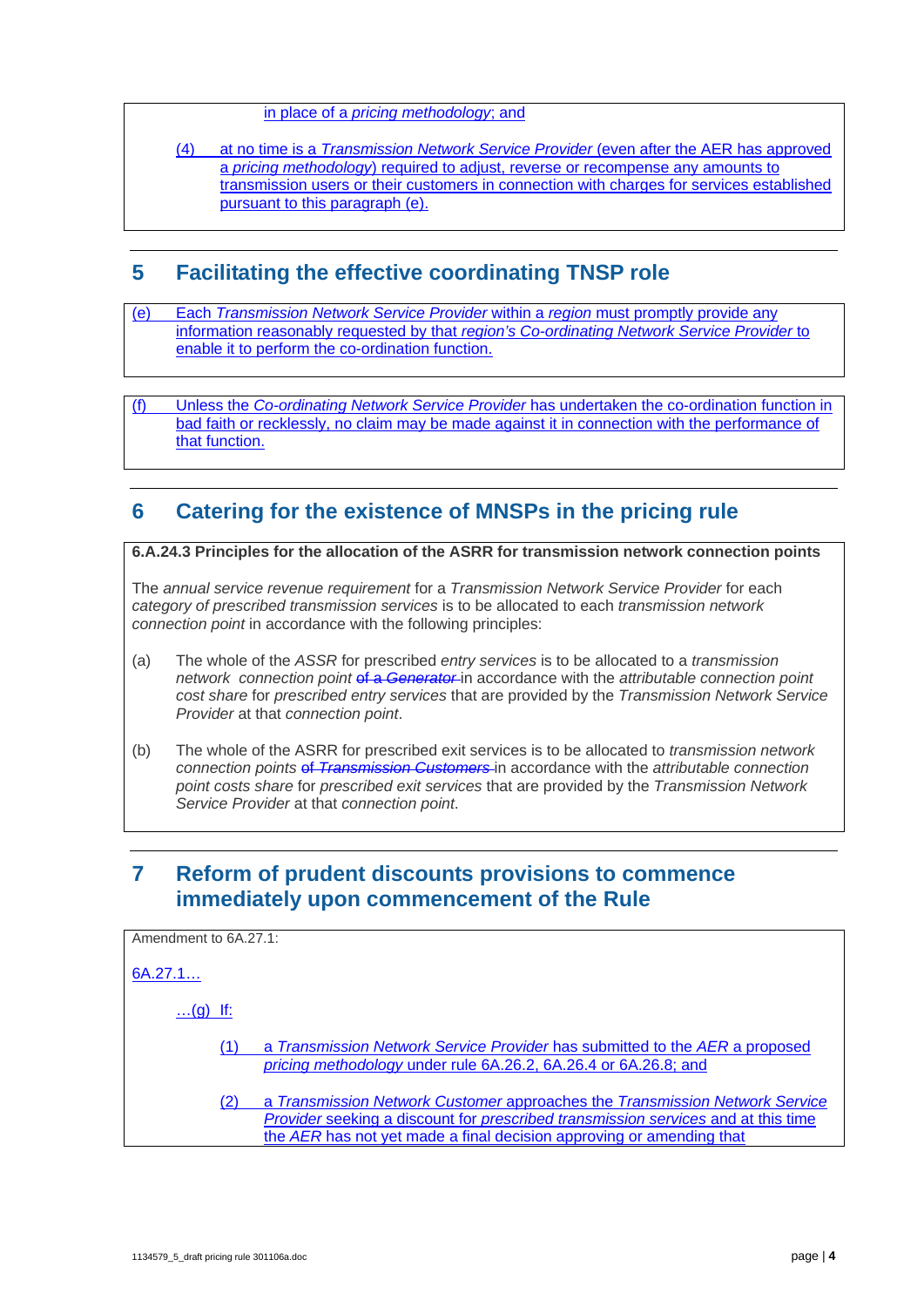in place of a *pricing methodology*; and

(4) at no time is a *Transmission Network Service Provider* (even after the AER has approved a *pricing methodology*) required to adjust, reverse or recompense any amounts to transmission users or their customers in connection with charges for services established pursuant to this paragraph (e).

## 5 Facilitating the effective coordinating TNSP role

(e) Each *Transmission Network Service Provider* within a *region* must promptly provide any information reasonably requested by that *region's Co-ordinating Network Service Provider* to enable it to perform the co-ordination function.

(f) Unless the *Co-ordinating Network Service Provider* has undertaken the co-ordination function in bad faith or recklessly, no claim may be made against it in connection with the performance of that function.

## 6 Catering for the existence of MNSPs in the pricing rule

**6.A.24.3 Principles for the allocation of the ASRR for transmission network connection points**

The *annual service revenue requirement* for a *Transmission Network Service Provider* for each *category of prescribed transmission services* is to be allocated to each *transmission network connection point* in accordance with the following principles:

(a) The whole of the *ASSR* for prescribed *entry services* is to be allocated to a *transmission network connection point* ~~of a *Generator*~~ in accordance with the *attributable connection point cost share* for *prescribed entry services* that are provided by the *Transmission Network Service Provider* at that *connection point*.

(b) The whole of the ASRR for prescribed exit services is to be allocated to *transmission network connection points* ~~of *Transmission Customers*~~ in accordance with the *attributable connection point costs share* for *prescribed exit services* that are provided by the *Transmission Network Service Provider* at that *connection point*.

## 7 Reform of prudent discounts provisions to commence immediately upon commencement of the Rule

Amendment to 6A.27.1:

6A.27.1…

…(g) If:

(1) a *Transmission Network Service Provider* has submitted to the *AER* a proposed *pricing methodology* under rule 6A.26.2, 6A.26.4 or 6A.26.8; and

(2) a *Transmission Network Customer* approaches the *Transmission Network Service Provider* seeking a discount for *prescribed transmission services* and at this time the *AER* has not yet made a final decision approving or amending that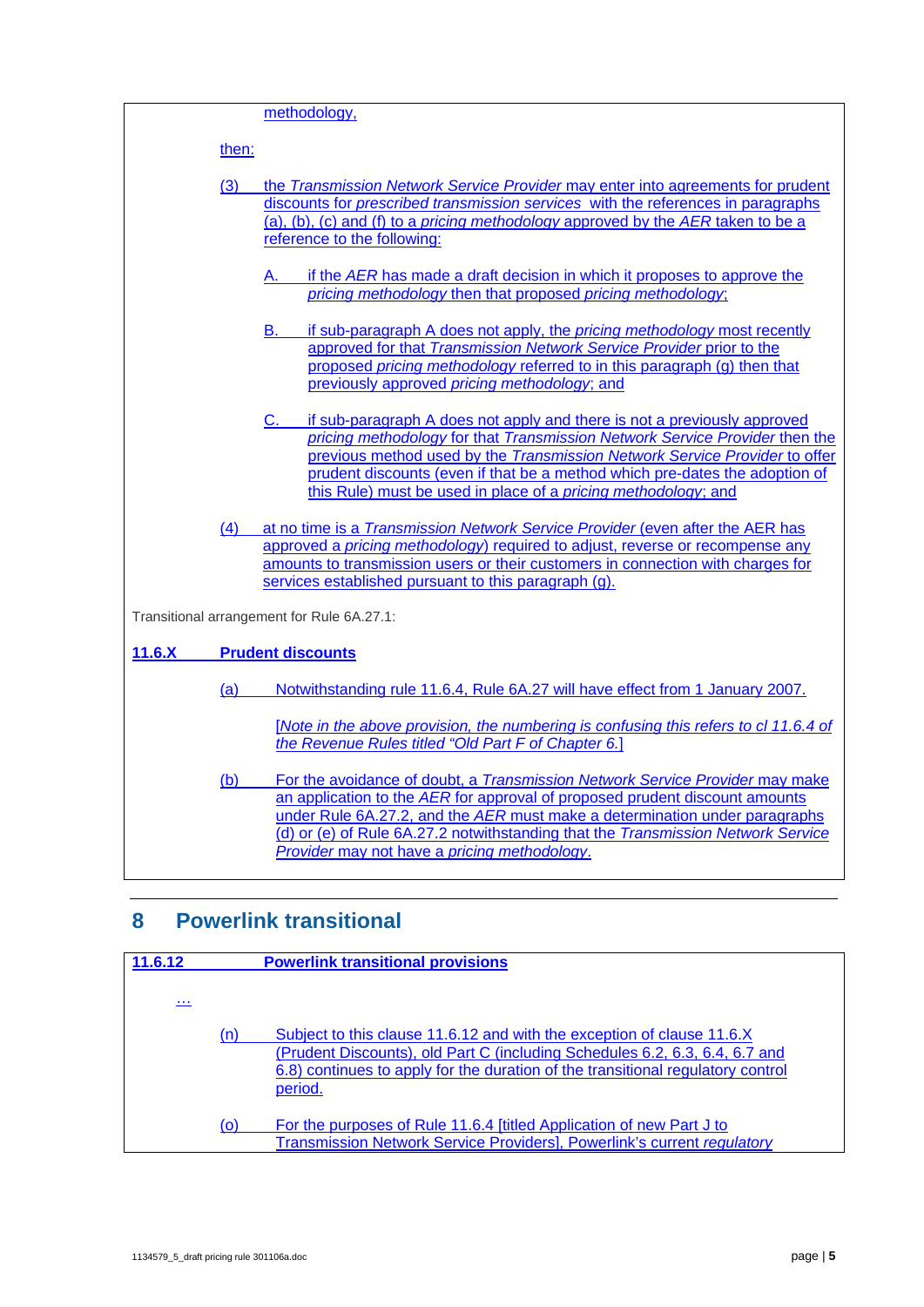methodology,

then:

(3) the *Transmission Network Service Provider* may enter into agreements for prudent discounts for *prescribed transmission services* with the references in paragraphs (a), (b), (c) and (f) to a *pricing methodology* approved by the *AER* taken to be a reference to the following:

A. if the *AER* has made a draft decision in which it proposes to approve the *pricing methodology* then that proposed *pricing methodology*;

B. if sub-paragraph A does not apply, the *pricing methodology* most recently approved for that *Transmission Network Service Provider* prior to the proposed *pricing methodology* referred to in this paragraph (g) then that previously approved *pricing methodology*; and

C. if sub-paragraph A does not apply and there is not a previously approved *pricing methodology* for that *Transmission Network Service Provider* then the previous method used by the *Transmission Network Service Provider* to offer prudent discounts (even if that be a method which pre-dates the adoption of this Rule) must be used in place of a *pricing methodology*; and

(4) at no time is a *Transmission Network Service Provider* (even after the AER has approved a *pricing methodology*) required to adjust, reverse or recompense any amounts to transmission users or their customers in connection with charges for services established pursuant to this paragraph (g).

Transitional arrangement for Rule 6A.27.1:

**11.6.X Prudent discounts**

(a) Notwithstanding rule 11.6.4, Rule 6A.27 will have effect from 1 January 2007.

[*Note in the above provision, the numbering is confusing this refers to cl 11.6.4 of the Revenue Rules titled "Old Part F of Chapter 6.*]

(b) For the avoidance of doubt, a *Transmission Network Service Provider* may make an application to the *AER* for approval of proposed prudent discount amounts under Rule 6A.27.2, and the *AER* must make a determination under paragraphs (d) or (e) of Rule 6A.27.2 notwithstanding that the *Transmission Network Service Provider* may not have a *pricing methodology*.

# 8 Powerlink transitional

**11.6.12 Powerlink transitional provisions**

...

(n) Subject to this clause 11.6.12 and with the exception of clause 11.6.X (Prudent Discounts), old Part C (including Schedules 6.2, 6.3, 6.4, 6.7 and 6.8) continues to apply for the duration of the transitional regulatory control period.

(o) For the purposes of Rule 11.6.4 [titled Application of new Part J to Transmission Network Service Providers], Powerlink's current *regulatory*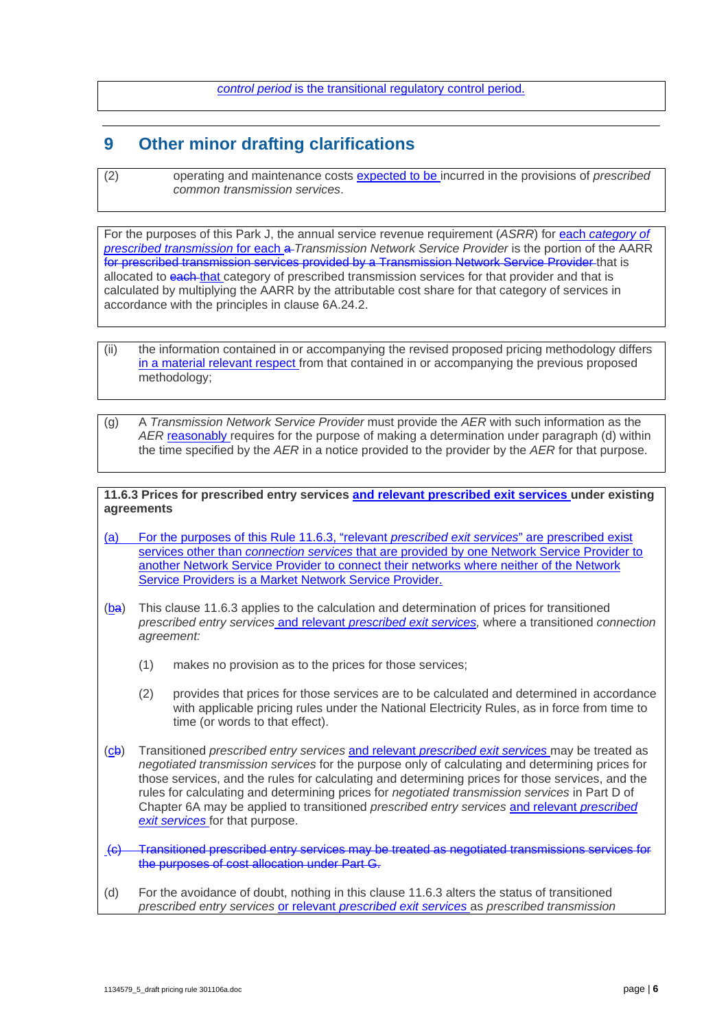*control period* is the transitional regulatory control period.

## 9 Other minor drafting clarifications

(2) operating and maintenance costs expected to be incurred in the provisions of *prescribed common transmission services*.

For the purposes of this Park J, the annual service revenue requirement (*ASRR*) for each *category of prescribed transmission* for each ~~a~~ *Transmission Network Service Provider* is the portion of the AARR ~~for prescribed transmission services provided by a Transmission Network Service Provider~~ that is allocated to ~~each~~ that category of prescribed transmission services for that provider and that is calculated by multiplying the AARR by the attributable cost share for that category of services in accordance with the principles in clause 6A.24.2.

(ii) the information contained in or accompanying the revised proposed pricing methodology differs in a material relevant respect from that contained in or accompanying the previous proposed methodology;

(g) A *Transmission Network Service Provider* must provide the *AER* with such information as the *AER* reasonably requires for the purpose of making a determination under paragraph (d) within the time specified by the *AER* in a notice provided to the provider by the *AER* for that purpose.

**11.6.3 Prices for prescribed entry services and relevant prescribed exit services under existing agreements**

(a) For the purposes of this Rule 11.6.3, "relevant *prescribed exit services*" are prescribed exist services other than *connection services* that are provided by one Network Service Provider to another Network Service Provider to connect their networks where neither of the Network Service Providers is a Market Network Service Provider.

(b~~a~~) This clause 11.6.3 applies to the calculation and determination of prices for transitioned *prescribed entry services* and relevant *prescribed exit services*, where a transitioned *connection agreement:*

(1) makes no provision as to the prices for those services;

(2) provides that prices for those services are to be calculated and determined in accordance with applicable pricing rules under the National Electricity Rules, as in force from time to time (or words to that effect).

(c~~b~~) Transitioned *prescribed entry services* and relevant *prescribed exit services* may be treated as *negotiated transmission services* for the purpose only of calculating and determining prices for those services, and the rules for calculating and determining prices for those services, and the rules for calculating and determining prices for *negotiated transmission services* in Part D of Chapter 6A may be applied to transitioned *prescribed entry services* and relevant *prescribed exit services* for that purpose.

~~(c) Transitioned prescribed entry services may be treated as negotiated transmissions services for the purposes of cost allocation under Part G.~~

(d) For the avoidance of doubt, nothing in this clause 11.6.3 alters the status of transitioned *prescribed entry services* or relevant *prescribed exit services* as *prescribed transmission*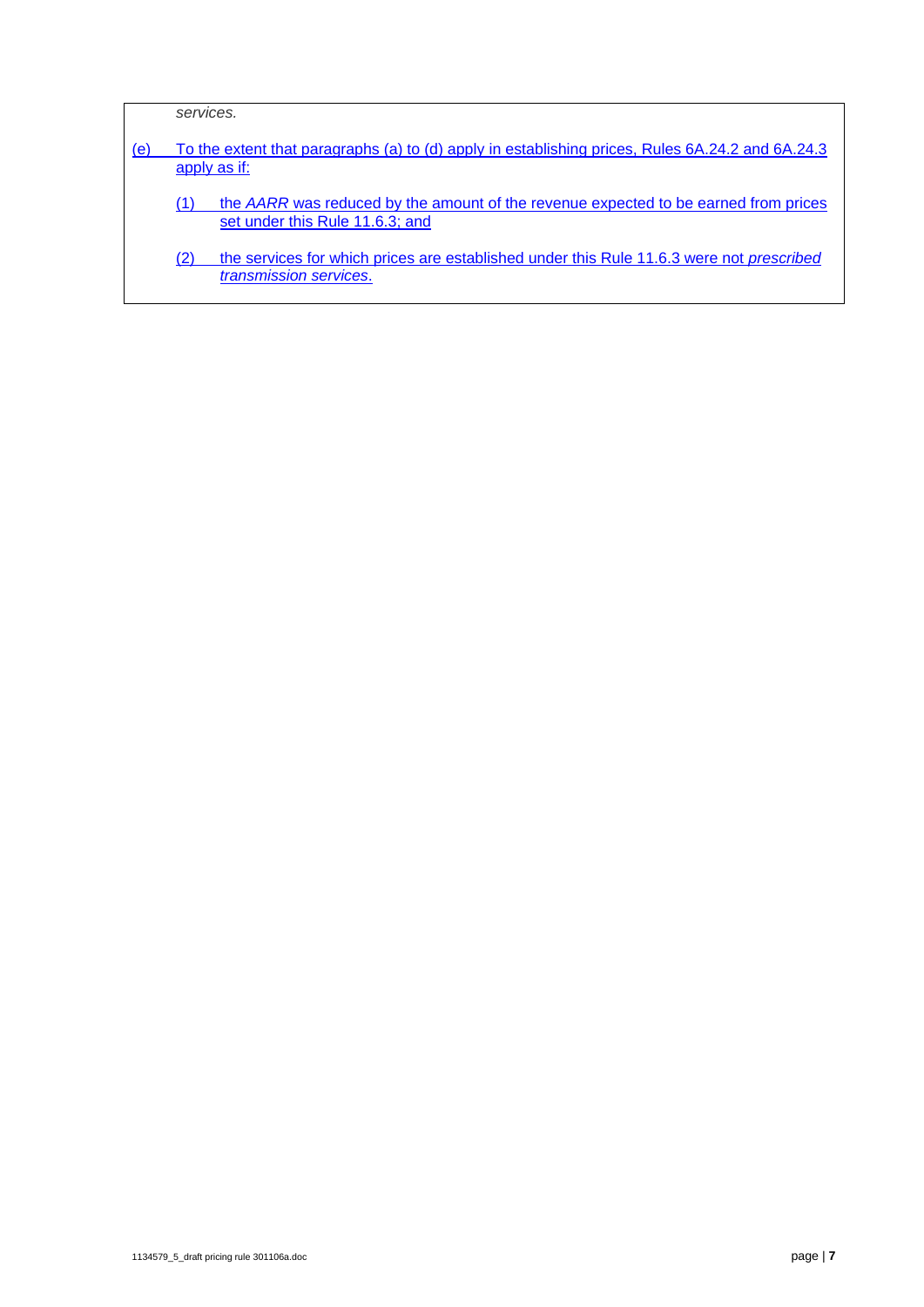*services.*

(e) To the extent that paragraphs (a) to (d) apply in establishing prices, Rules 6A.24.2 and 6A.24.3 apply as if:

(1) the *AARR* was reduced by the amount of the revenue expected to be earned from prices set under this Rule 11.6.3; and

(2) the services for which prices are established under this Rule 11.6.3 were not *prescribed transmission services*.